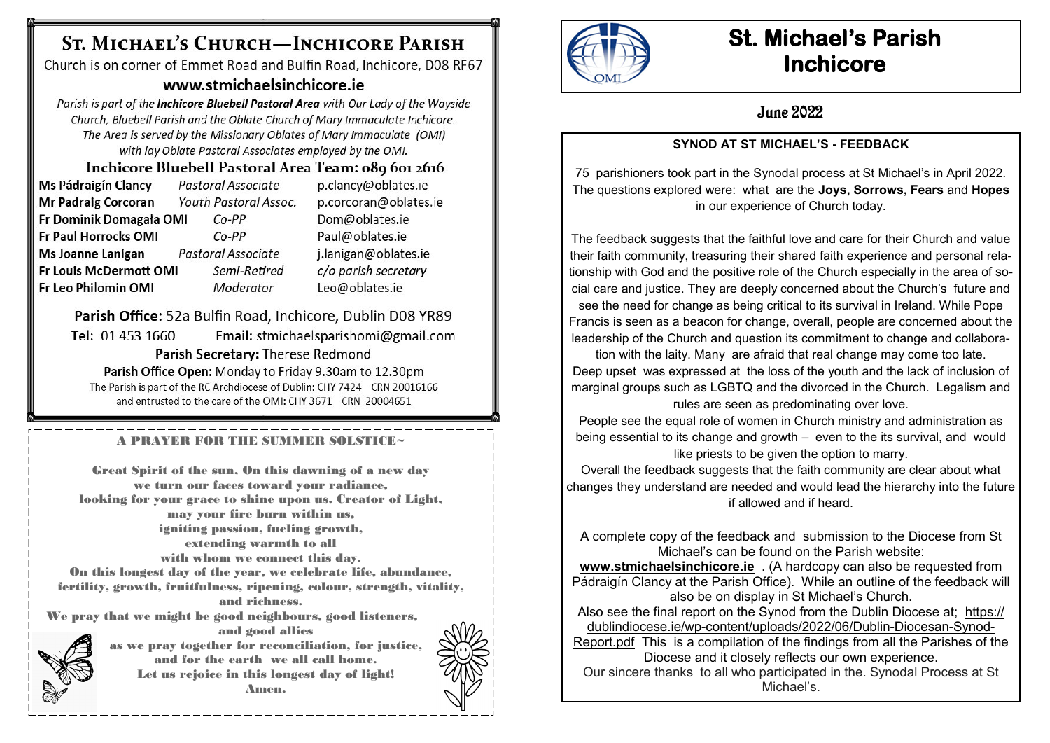# St. Michael's Church—Inchicore Parish

Church is on corner of Emmet Road and Bulfin Road, Inchicore, D08 RF67

**www.stmichaelsinchicore.ie**

*Parish is part of the **Inchicore Bluebell Pastoral Area** with Our Lady of the Wayside Church, Bluebell Parish and the Oblate Church of Mary Immaculate Inchicore. The Area is served by the Missionary Oblates of Mary Immaculate (OMI) with lay Oblate Pastoral Associates employed by the OMI.*

## Inchicore Bluebell Pastoral Area Team: 089 601 2616

| | | |
|---|---|---|
| **Ms Pádraigín Clancy** | *Pastoral Associate* | p.clancy@oblates.ie |
| **Mr Padraig Corcoran** | *Youth Pastoral Assoc.* | p.corcoran@oblates.ie |
| **Fr Dominik Domagała OMI** | *Co-PP* | Dom@oblates.ie |
| **Fr Paul Horrocks OMI** | *Co-PP* | Paul@oblates.ie |
| **Ms Joanne Lanigan** | *Pastoral Associate* | j.lanigan@oblates.ie |
| **Fr Louis McDermott OMI** | *Semi-Retired* | *c/o parish secretary* |
| **Fr Leo Philomin OMI** | *Moderator* | Leo@oblates.ie |

**Parish Office:** 52a Bulfin Road, Inchicore, Dublin D08 YR89

**Tel:** 01 453 1660 Email: stmichaelsparishomi@gmail.com

**Parish Secretary:** Therese Redmond

**Parish Office Open:** Monday to Friday 9.30am to 12.30pm

The Parish is part of the RC Archdiocese of Dublin: CHY 7424 CRN 20016166 and entrusted to the care of the OMI: CHY 3671 CRN 20004651

## A PRAYER FOR THE SUMMER SOLSTICE~

Great Spirit of the sun, On this dawning of a new day
we turn our faces toward your radiance,
looking for your grace to shine upon us. Creator of Light,
may your fire burn within us,
igniting passion, fueling growth,
extending warmth to all
with whom we connect this day.
On this longest day of the year, we celebrate life, abundance,
fertility, growth, fruitfulness, ripening, colour, strength, vitality,
and richness.
We pray that we might be good neighbours, good listeners,
and good allies
as we pray together for reconciliation, for justice,
and for the earth we all call home.
Let us rejoice in this longest day of light!
Amen.

# St. Michael's Parish Inchicore

## June 2022

### SYNOD AT ST MICHAEL'S - FEEDBACK

75 parishioners took part in the Synodal process at St Michael's in April 2022. The questions explored were: what are the **Joys, Sorrows, Fears** and **Hopes** in our experience of Church today.

The feedback suggests that the faithful love and care for their Church and value their faith community, treasuring their shared faith experience and personal relationship with God and the positive role of the Church especially in the area of social care and justice. They are deeply concerned about the Church's future and see the need for change as being critical to its survival in Ireland. While Pope Francis is seen as a beacon for change, overall, people are concerned about the leadership of the Church and question its commitment to change and collaboration with the laity. Many are afraid that real change may come too late.
Deep upset was expressed at the loss of the youth and the lack of inclusion of marginal groups such as LGBTQ and the divorced in the Church. Legalism and rules are seen as predominating over love.
People see the equal role of women in Church ministry and administration as being essential to its change and growth – even to the its survival, and would like priests to be given the option to marry.
Overall the feedback suggests that the faith community are clear about what changes they understand are needed and would lead the hierarchy into the future if allowed and if heard.

A complete copy of the feedback and submission to the Diocese from St Michael's can be found on the Parish website: **www.stmichaelsinchicore.ie** . (A hardcopy can also be requested from Pádraigín Clancy at the Parish Office). While an outline of the feedback will also be on display in St Michael's Church.
Also see the final report on the Synod from the Dublin Diocese at; https://dublindiocese.ie/wp-content/uploads/2022/06/Dublin-Diocesan-Synod-Report.pdf This is a compilation of the findings from all the Parishes of the Diocese and it closely reflects our own experience.
Our sincere thanks to all who participated in the. Synodal Process at St Michael's.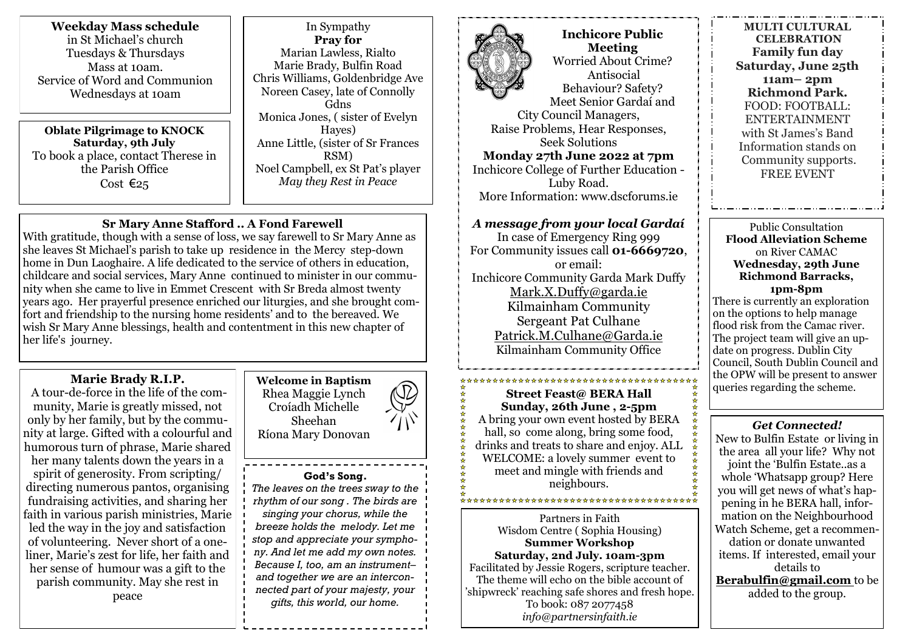**Weekday Mass schedule**
in St Michael's church
Tuesdays & Thursdays
Mass at 10am.
Service of Word and Communion
Wednesdays at 10am

In Sympathy
**Pray for**
Marian Lawless, Rialto
Marie Brady, Bulfin Road
Chris Williams, Goldenbridge Ave
Noreen Casey, late of Connolly Gdns
Monica Jones, ( sister of Evelyn Hayes)
Anne Little, (sister of Sr Frances RSM)
Noel Campbell, ex St Pat's player
*May they Rest in Peace*

**Oblate Pilgrimage to KNOCK**
**Saturday, 9th July**
To book a place, contact Therese in the Parish Office
Cost €25

**Sr Mary Anne Stafford .. A Fond Farewell**

With gratitude, though with a sense of loss, we say farewell to Sr Mary Anne as she leaves St Michael's parish to take up residence in the Mercy step-down home in Dun Laoghaire. A life dedicated to the service of others in education, childcare and social services, Mary Anne continued to minister in our community when she came to live in Emmet Crescent with Sr Breda almost twenty years ago. Her prayerful presence enriched our liturgies, and she brought comfort and friendship to the nursing home residents' and to the bereaved. We wish Sr Mary Anne blessings, health and contentment in this new chapter of her life's journey.

**Marie Brady R.I.P.**

A tour-de-force in the life of the community, Marie is greatly missed, not only by her family, but by the community at large. Gifted with a colourful and humorous turn of phrase, Marie shared her many talents down the years in a spirit of generosity. From scripting/ directing numerous pantos, organising fundraising activities, and sharing her faith in various parish ministries, Marie led the way in the joy and satisfaction of volunteering. Never short of a one-liner, Marie's zest for life, her faith and her sense of humour was a gift to the parish community. May she rest in peace

**Welcome in Baptism**
Rhea Maggie Lynch
Croíadh Michelle Sheehan
Ríona Mary Donovan

**God's Song.**

*The leaves on the trees sway to the rhythm of our song . The birds are singing your chorus, while the breeze holds the melody. Let me stop and appreciate your symphony. And let me add my own notes. Because I, too, am an instrument– and together we are an interconnected part of your majesty, your gifts, this world, our home.*

**Inchicore Public Meeting**
Worried About Crime? Antisocial Behaviour? Safety?
Meet Senior Gardaí and City Council Managers,
Raise Problems, Hear Responses, Seek Solutions
**Monday 27th June 2022 at 7pm**
Inchicore College of Further Education - Luby Road.
More Information: www.dscforums.ie

***A message from your local Gardaí***
In case of Emergency Ring 999
For Community issues call **01-6669720**, or email:
Inchicore Community Garda Mark Duffy
Mark.X.Duffy@garda.ie
Kilmainham Community
Sergeant Pat Culhane
Patrick.M.Culhane@Garda.ie
Kilmainham Community Office

**Street Feast@ BERA Hall**
**Sunday, 26th June , 2-5pm**
A bring your own event hosted by BERA hall, so come along, bring some food, drinks and treats to share and enjoy. ALL WELCOME: a lovely summer event to meet and mingle with friends and neighbours.

Partners in Faith
Wisdom Centre ( Sophia Housing)
**Summer Workshop**
**Saturday, 2nd July. 10am-3pm**
Facilitated by Jessie Rogers, scripture teacher. The theme will echo on the bible account of 'shipwreck' reaching safe shores and fresh hope.
To book: 087 2077458
*info@partnersinfaith.ie*

**MULTI CULTURAL CELEBRATION**
**Family fun day**
**Saturday, June 25th**
**11am– 2pm**
**Richmond Park.**
FOOD: FOOTBALL: ENTERTAINMENT
with St James's Band
Information stands on Community supports.
FREE EVENT

Public Consultation
**Flood Alleviation Scheme**
on River CAMAC
**Wednesday, 29th June**
**Richmond Barracks,**
**1pm-8pm**
There is currently an exploration on the options to help manage flood risk from the Camac river. The project team will give an update on progress. Dublin City Council, South Dublin Council and the OPW will be present to answer queries regarding the scheme.

***Get Connected!***
New to Bulfin Estate or living in the area all your life? Why not joint the 'Bulfin Estate..as a whole 'Whatsapp group? Here you will get news of what's happening in he BERA hall, information on the Neighbourhood Watch Scheme, get a recommendation or donate unwanted items. If interested, email your details to
**Berabulfin@gmail.com** to be added to the group.